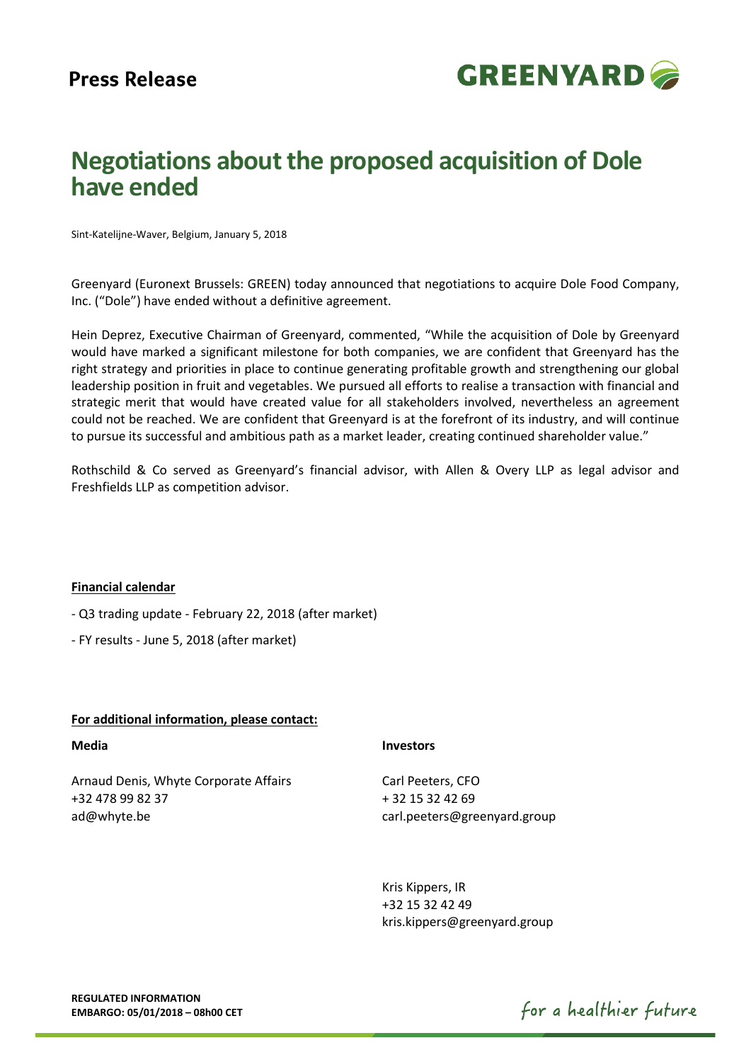**Press Release**

GREENYARD

# Negotiations about the proposed acquisition of Dole have ended

Sint-Katelijne-Waver, Belgium, January 5, 2018

Greenyard (Euronext Brussels: GREEN) today announced that negotiations to acquire Dole Food Company, Inc. ("Dole") have ended without a definitive agreement.

Hein Deprez, Executive Chairman of Greenyard, commented, "While the acquisition of Dole by Greenyard would have marked a significant milestone for both companies, we are confident that Greenyard has the right strategy and priorities in place to continue generating profitable growth and strengthening our global leadership position in fruit and vegetables. We pursued all efforts to realise a transaction with financial and strategic merit that would have created value for all stakeholders involved, nevertheless an agreement could not be reached. We are confident that Greenyard is at the forefront of its industry, and will continue to pursue its successful and ambitious path as a market leader, creating continued shareholder value."

Rothschild & Co served as Greenyard's financial advisor, with Allen & Overy LLP as legal advisor and Freshfields LLP as competition advisor.

**Financial calendar**

- Q3 trading update - February 22, 2018 (after market)
- FY results - June 5, 2018 (after market)

**For additional information, please contact:**

**Media**

Arnaud Denis, Whyte Corporate Affairs
+32 478 99 82 37
ad@whyte.be

**Investors**

Carl Peeters, CFO
+ 32 15 32 42 69
carl.peeters@greenyard.group

Kris Kippers, IR
+32 15 32 42 49
kris.kippers@greenyard.group

**REGULATED INFORMATION**
**EMBARGO: 05/01/2018 – 08h00 CET**

for a healthier future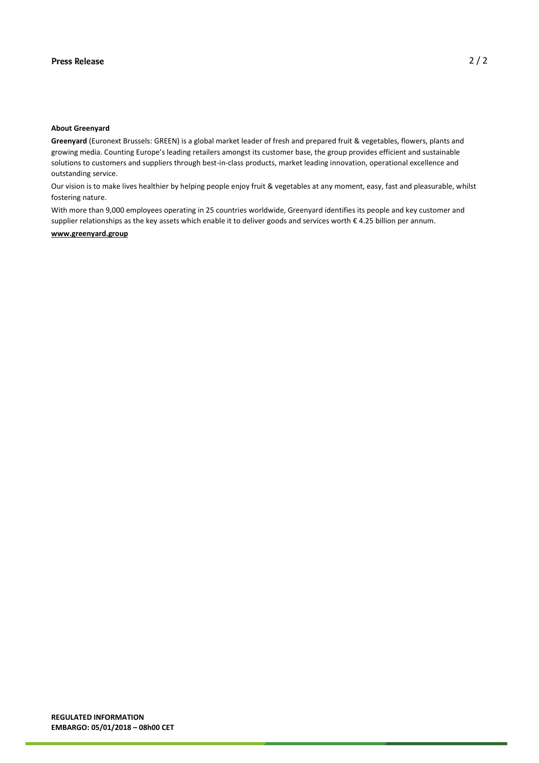**About Greenyard**

**Greenyard** (Euronext Brussels: GREEN) is a global market leader of fresh and prepared fruit & vegetables, flowers, plants and growing media. Counting Europe's leading retailers amongst its customer base, the group provides efficient and sustainable solutions to customers and suppliers through best-in-class products, market leading innovation, operational excellence and outstanding service.

Our vision is to make lives healthier by helping people enjoy fruit & vegetables at any moment, easy, fast and pleasurable, whilst fostering nature.

With more than 9,000 employees operating in 25 countries worldwide, Greenyard identifies its people and key customer and supplier relationships as the key assets which enable it to deliver goods and services worth € 4.25 billion per annum.

**www.greenyard.group**

**REGULATED INFORMATION**
**EMBARGO: 05/01/2018 – 08h00 CET**